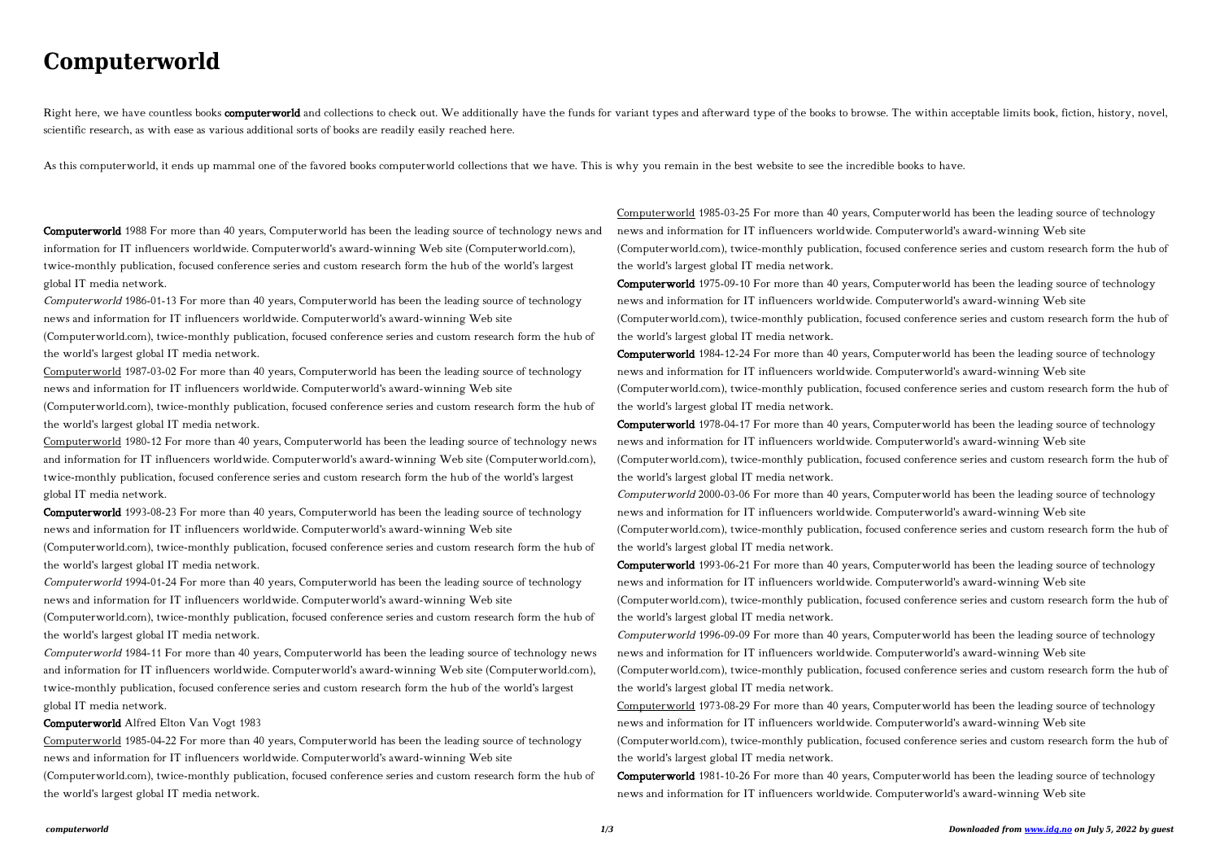# Computerworld

Right here, we have countless books **computerworld** and collections to check out. We additionally have the funds for variant types and afterward type of the books to browse. The within acceptable limits book, fiction, history, novel, scientific research, as with ease as various additional sorts of books are readily easily reached here.

As this computerworld, it ends up mammal one of the favored books computerworld collections that we have. This is why you remain in the best website to see the incredible books to have.

**Computerworld** 1988 For more than 40 years, Computerworld has been the leading source of technology news and information for IT influencers worldwide. Computerworld's award-winning Web site (Computerworld.com), twice-monthly publication, focused conference series and custom research form the hub of the world's largest global IT media network.

*Computerworld* 1986-01-13 For more than 40 years, Computerworld has been the leading source of technology news and information for IT influencers worldwide. Computerworld's award-winning Web site (Computerworld.com), twice-monthly publication, focused conference series and custom research form the hub of the world's largest global IT media network.

Computerworld 1987-03-02 For more than 40 years, Computerworld has been the leading source of technology news and information for IT influencers worldwide. Computerworld's award-winning Web site (Computerworld.com), twice-monthly publication, focused conference series and custom research form the hub of the world's largest global IT media network.

Computerworld 1980-12 For more than 40 years, Computerworld has been the leading source of technology news and information for IT influencers worldwide. Computerworld's award-winning Web site (Computerworld.com), twice-monthly publication, focused conference series and custom research form the hub of the world's largest global IT media network.

**Computerworld** 1993-08-23 For more than 40 years, Computerworld has been the leading source of technology news and information for IT influencers worldwide. Computerworld's award-winning Web site (Computerworld.com), twice-monthly publication, focused conference series and custom research form the hub of the world's largest global IT media network.

*Computerworld* 1994-01-24 For more than 40 years, Computerworld has been the leading source of technology news and information for IT influencers worldwide. Computerworld's award-winning Web site (Computerworld.com), twice-monthly publication, focused conference series and custom research form the hub of the world's largest global IT media network.

*Computerworld* 1984-11 For more than 40 years, Computerworld has been the leading source of technology news and information for IT influencers worldwide. Computerworld's award-winning Web site (Computerworld.com), twice-monthly publication, focused conference series and custom research form the hub of the world's largest global IT media network.

**Computerworld** Alfred Elton Van Vogt 1983

Computerworld 1985-04-22 For more than 40 years, Computerworld has been the leading source of technology news and information for IT influencers worldwide. Computerworld's award-winning Web site (Computerworld.com), twice-monthly publication, focused conference series and custom research form the hub of the world's largest global IT media network.

Computerworld 1985-03-25 For more than 40 years, Computerworld has been the leading source of technology news and information for IT influencers worldwide. Computerworld's award-winning Web site (Computerworld.com), twice-monthly publication, focused conference series and custom research form the hub of the world's largest global IT media network.

**Computerworld** 1975-09-10 For more than 40 years, Computerworld has been the leading source of technology news and information for IT influencers worldwide. Computerworld's award-winning Web site (Computerworld.com), twice-monthly publication, focused conference series and custom research form the hub of the world's largest global IT media network.

**Computerworld** 1984-12-24 For more than 40 years, Computerworld has been the leading source of technology news and information for IT influencers worldwide. Computerworld's award-winning Web site (Computerworld.com), twice-monthly publication, focused conference series and custom research form the hub of the world's largest global IT media network.

**Computerworld** 1978-04-17 For more than 40 years, Computerworld has been the leading source of technology news and information for IT influencers worldwide. Computerworld's award-winning Web site (Computerworld.com), twice-monthly publication, focused conference series and custom research form the hub of the world's largest global IT media network.

*Computerworld* 2000-03-06 For more than 40 years, Computerworld has been the leading source of technology news and information for IT influencers worldwide. Computerworld's award-winning Web site (Computerworld.com), twice-monthly publication, focused conference series and custom research form the hub of the world's largest global IT media network.

**Computerworld** 1993-06-21 For more than 40 years, Computerworld has been the leading source of technology news and information for IT influencers worldwide. Computerworld's award-winning Web site (Computerworld.com), twice-monthly publication, focused conference series and custom research form the hub of the world's largest global IT media network.

*Computerworld* 1996-09-09 For more than 40 years, Computerworld has been the leading source of technology news and information for IT influencers worldwide. Computerworld's award-winning Web site (Computerworld.com), twice-monthly publication, focused conference series and custom research form the hub of the world's largest global IT media network.

Computerworld 1973-08-29 For more than 40 years, Computerworld has been the leading source of technology news and information for IT influencers worldwide. Computerworld's award-winning Web site (Computerworld.com), twice-monthly publication, focused conference series and custom research form the hub of the world's largest global IT media network.

**Computerworld** 1981-10-26 For more than 40 years, Computerworld has been the leading source of technology news and information for IT influencers worldwide. Computerworld's award-winning Web site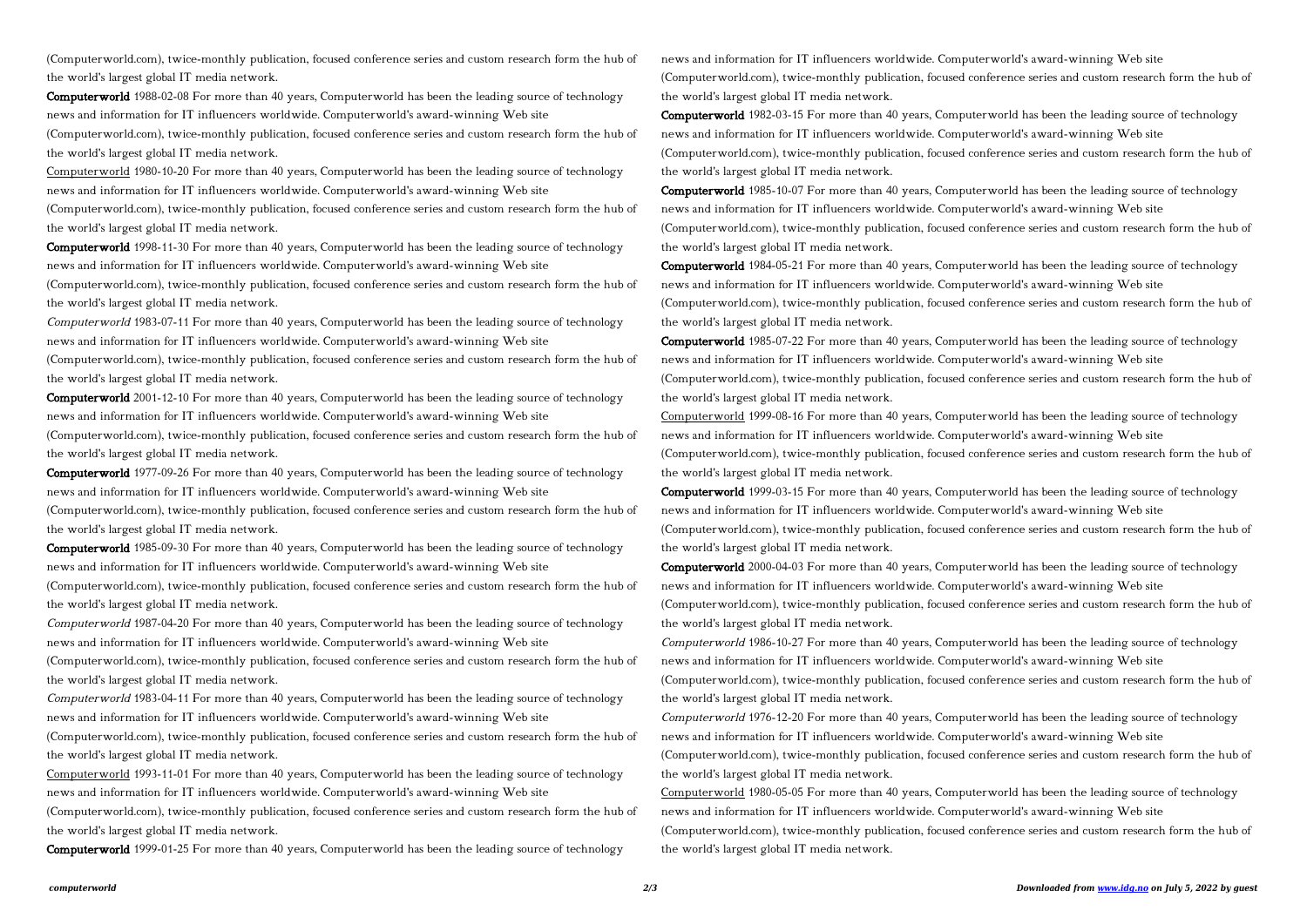(Computerworld.com), twice-monthly publication, focused conference series and custom research form the hub of the world's largest global IT media network.

**Computerworld** 1988-02-08 For more than 40 years, Computerworld has been the leading source of technology news and information for IT influencers worldwide. Computerworld's award-winning Web site (Computerworld.com), twice-monthly publication, focused conference series and custom research form the hub of the world's largest global IT media network.

Computerworld 1980-10-20 For more than 40 years, Computerworld has been the leading source of technology news and information for IT influencers worldwide. Computerworld's award-winning Web site (Computerworld.com), twice-monthly publication, focused conference series and custom research form the hub of the world's largest global IT media network.

**Computerworld** 1998-11-30 For more than 40 years, Computerworld has been the leading source of technology news and information for IT influencers worldwide. Computerworld's award-winning Web site (Computerworld.com), twice-monthly publication, focused conference series and custom research form the hub of the world's largest global IT media network.

*Computerworld* 1983-07-11 For more than 40 years, Computerworld has been the leading source of technology news and information for IT influencers worldwide. Computerworld's award-winning Web site (Computerworld.com), twice-monthly publication, focused conference series and custom research form the hub of the world's largest global IT media network.

**Computerworld** 2001-12-10 For more than 40 years, Computerworld has been the leading source of technology news and information for IT influencers worldwide. Computerworld's award-winning Web site (Computerworld.com), twice-monthly publication, focused conference series and custom research form the hub of the world's largest global IT media network.

**Computerworld** 1977-09-26 For more than 40 years, Computerworld has been the leading source of technology news and information for IT influencers worldwide. Computerworld's award-winning Web site (Computerworld.com), twice-monthly publication, focused conference series and custom research form the hub of the world's largest global IT media network.

**Computerworld** 1985-09-30 For more than 40 years, Computerworld has been the leading source of technology news and information for IT influencers worldwide. Computerworld's award-winning Web site (Computerworld.com), twice-monthly publication, focused conference series and custom research form the hub of the world's largest global IT media network.

*Computerworld* 1987-04-20 For more than 40 years, Computerworld has been the leading source of technology news and information for IT influencers worldwide. Computerworld's award-winning Web site (Computerworld.com), twice-monthly publication, focused conference series and custom research form the hub of the world's largest global IT media network.

*Computerworld* 1983-04-11 For more than 40 years, Computerworld has been the leading source of technology news and information for IT influencers worldwide. Computerworld's award-winning Web site (Computerworld.com), twice-monthly publication, focused conference series and custom research form the hub of the world's largest global IT media network.

Computerworld 1993-11-01 For more than 40 years, Computerworld has been the leading source of technology news and information for IT influencers worldwide. Computerworld's award-winning Web site (Computerworld.com), twice-monthly publication, focused conference series and custom research form the hub of the world's largest global IT media network.

**Computerworld** 1999-01-25 For more than 40 years, Computerworld has been the leading source of technology news and information for IT influencers worldwide. Computerworld's award-winning Web site (Computerworld.com), twice-monthly publication, focused conference series and custom research form the hub of the world's largest global IT media network.

**Computerworld** 1982-03-15 For more than 40 years, Computerworld has been the leading source of technology news and information for IT influencers worldwide. Computerworld's award-winning Web site (Computerworld.com), twice-monthly publication, focused conference series and custom research form the hub of the world's largest global IT media network.

**Computerworld** 1985-10-07 For more than 40 years, Computerworld has been the leading source of technology news and information for IT influencers worldwide. Computerworld's award-winning Web site (Computerworld.com), twice-monthly publication, focused conference series and custom research form the hub of the world's largest global IT media network.

**Computerworld** 1984-05-21 For more than 40 years, Computerworld has been the leading source of technology news and information for IT influencers worldwide. Computerworld's award-winning Web site (Computerworld.com), twice-monthly publication, focused conference series and custom research form the hub of the world's largest global IT media network.

**Computerworld** 1985-07-22 For more than 40 years, Computerworld has been the leading source of technology news and information for IT influencers worldwide. Computerworld's award-winning Web site (Computerworld.com), twice-monthly publication, focused conference series and custom research form the hub of the world's largest global IT media network.

Computerworld 1999-08-16 For more than 40 years, Computerworld has been the leading source of technology news and information for IT influencers worldwide. Computerworld's award-winning Web site (Computerworld.com), twice-monthly publication, focused conference series and custom research form the hub of the world's largest global IT media network.

**Computerworld** 1999-03-15 For more than 40 years, Computerworld has been the leading source of technology news and information for IT influencers worldwide. Computerworld's award-winning Web site (Computerworld.com), twice-monthly publication, focused conference series and custom research form the hub of the world's largest global IT media network.

**Computerworld** 2000-04-03 For more than 40 years, Computerworld has been the leading source of technology news and information for IT influencers worldwide. Computerworld's award-winning Web site (Computerworld.com), twice-monthly publication, focused conference series and custom research form the hub of the world's largest global IT media network.

*Computerworld* 1986-10-27 For more than 40 years, Computerworld has been the leading source of technology news and information for IT influencers worldwide. Computerworld's award-winning Web site (Computerworld.com), twice-monthly publication, focused conference series and custom research form the hub of the world's largest global IT media network.

*Computerworld* 1976-12-20 For more than 40 years, Computerworld has been the leading source of technology news and information for IT influencers worldwide. Computerworld's award-winning Web site (Computerworld.com), twice-monthly publication, focused conference series and custom research form the hub of the world's largest global IT media network.

Computerworld 1980-05-05 For more than 40 years, Computerworld has been the leading source of technology news and information for IT influencers worldwide. Computerworld's award-winning Web site (Computerworld.com), twice-monthly publication, focused conference series and custom research form the hub of the world's largest global IT media network.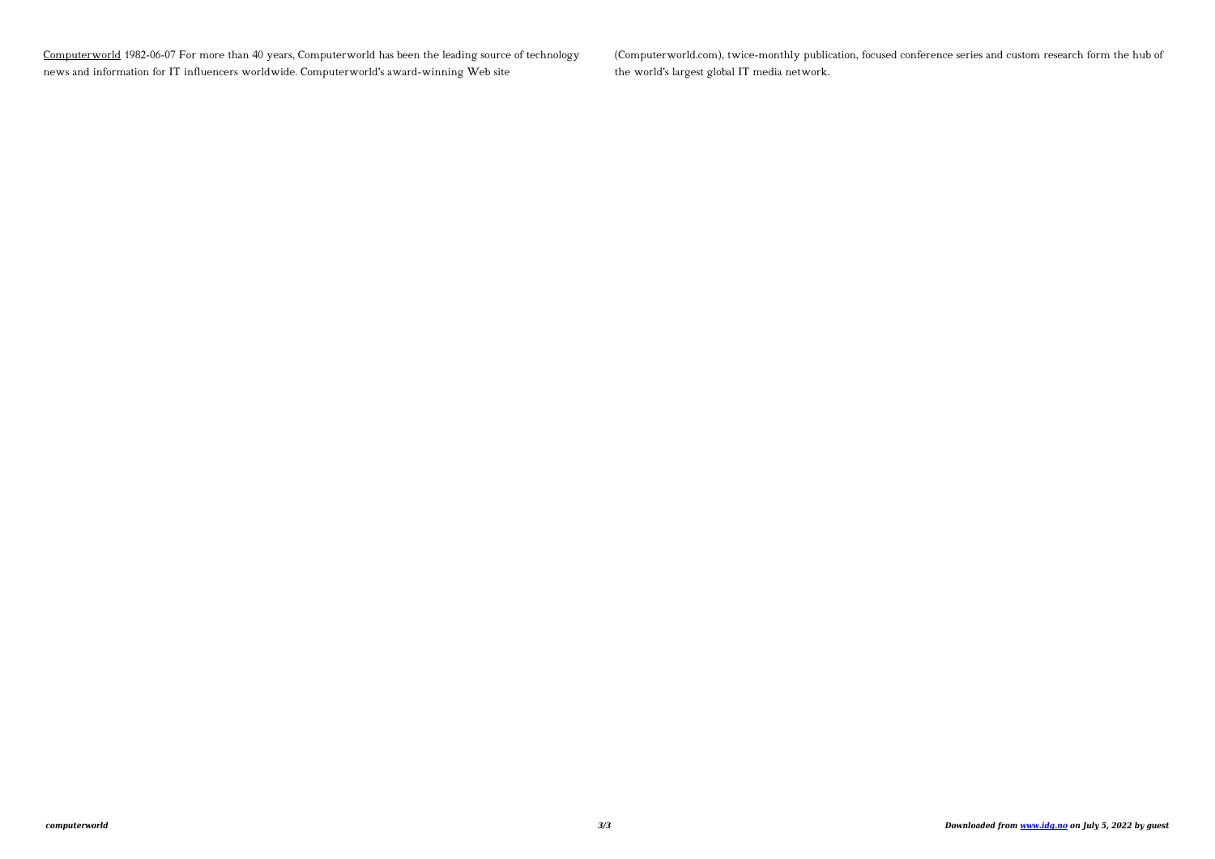Computerworld 1982-06-07 For more than 40 years, Computerworld has been the leading source of technology news and information for IT influencers worldwide. Computerworld's award-winning Web site (Computerworld.com), twice-monthly publication, focused conference series and custom research form the hub of the world's largest global IT media network.